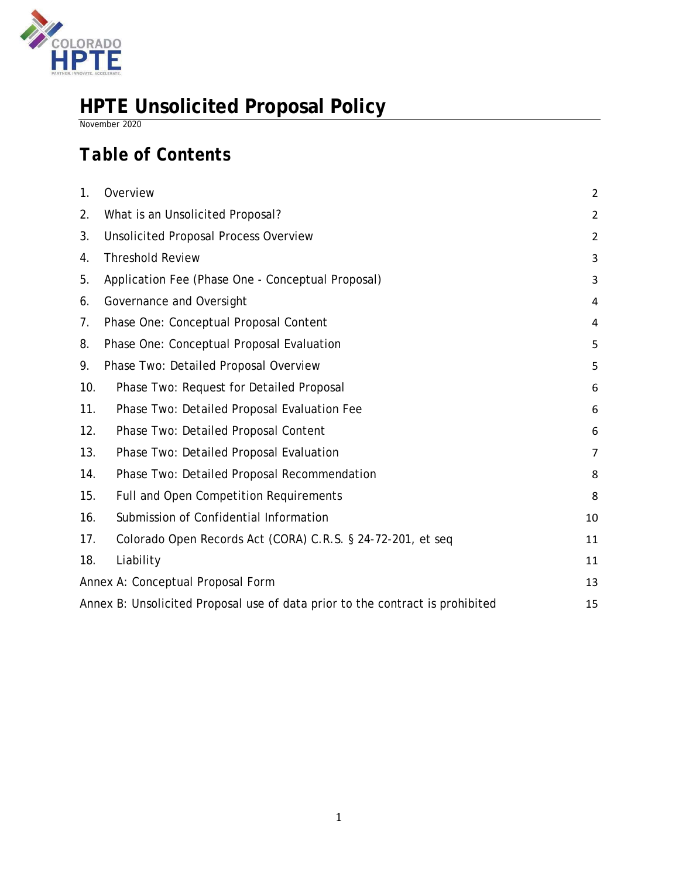# HPTE Unsolicited Proposal Policy

November 2020

## Table of Contents

| | | |
|---|---|---|
| 1. | Overview | 2 |
| 2. | What is an Unsolicited Proposal? | 2 |
| 3. | Unsolicited Proposal Process Overview | 2 |
| 4. | Threshold Review | 3 |
| 5. | Application Fee (Phase One - Conceptual Proposal) | 3 |
| 6. | Governance and Oversight | 4 |
| 7. | Phase One: Conceptual Proposal Content | 4 |
| 8. | Phase One: Conceptual Proposal Evaluation | 5 |
| 9. | Phase Two: Detailed Proposal Overview | 5 |
| 10. | Phase Two: Request for Detailed Proposal | 6 |
| 11. | Phase Two: Detailed Proposal Evaluation Fee | 6 |
| 12. | Phase Two: Detailed Proposal Content | 6 |
| 13. | Phase Two: Detailed Proposal Evaluation | 7 |
| 14. | Phase Two: Detailed Proposal Recommendation | 8 |
| 15. | Full and Open Competition Requirements | 8 |
| 16. | Submission of Confidential Information | 10 |
| 17. | Colorado Open Records Act (CORA) C.R.S. § 24-72-201, et seq | 11 |
| 18. | Liability | 11 |
| | Annex A: Conceptual Proposal Form | 13 |
| | Annex B: Unsolicited Proposal use of data prior to the contract is prohibited | 15 |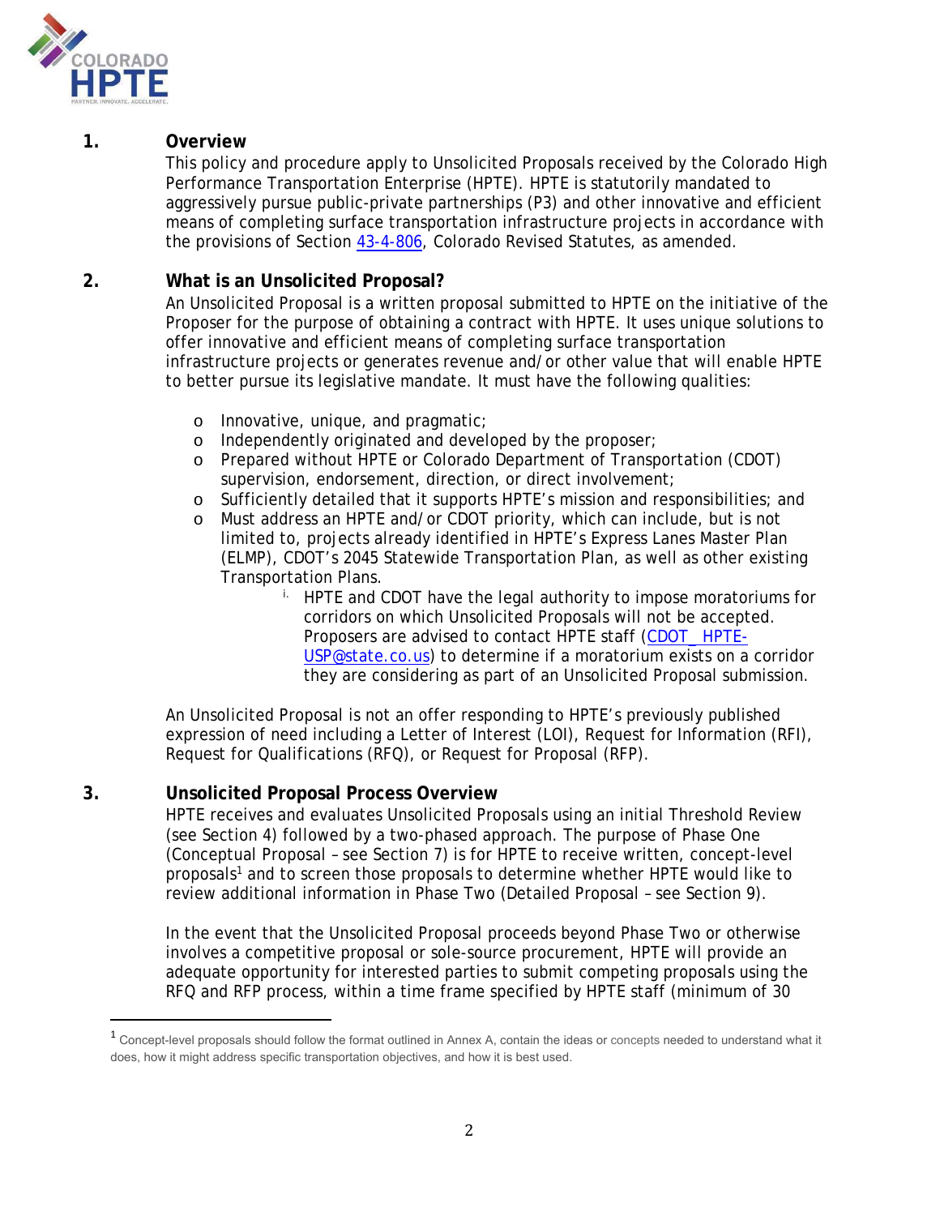## 1. Overview

This policy and procedure apply to Unsolicited Proposals received by the Colorado High Performance Transportation Enterprise (HPTE). HPTE is statutorily mandated to aggressively pursue public-private partnerships (P3) and other innovative and efficient means of completing surface transportation infrastructure projects in accordance with the provisions of Section 43-4-806, Colorado Revised Statutes, as amended.

## 2. What is an Unsolicited Proposal?

An Unsolicited Proposal is a written proposal submitted to HPTE on the initiative of the Proposer for the purpose of obtaining a contract with HPTE. It uses unique solutions to offer innovative and efficient means of completing surface transportation infrastructure projects or generates revenue and/or other value that will enable HPTE to better pursue its legislative mandate. It must have the following qualities:

- Innovative, unique, and pragmatic;
- Independently originated and developed by the proposer;
- Prepared without HPTE or Colorado Department of Transportation (CDOT) supervision, endorsement, direction, or direct involvement;
- Sufficiently detailed that it supports HPTE's mission and responsibilities; and
- Must address an HPTE and/or CDOT priority, which can include, but is not limited to, projects already identified in HPTE's Express Lanes Master Plan (ELMP), CDOT's 2045 Statewide Transportation Plan, as well as other existing Transportation Plans.
    i. HPTE and CDOT have the legal authority to impose moratoriums for corridors on which Unsolicited Proposals will not be accepted. Proposers are advised to contact HPTE staff (CDOT_HPTE-USP@state.co.us) to determine if a moratorium exists on a corridor they are considering as part of an Unsolicited Proposal submission.

An Unsolicited Proposal is not an offer responding to HPTE's previously published expression of need including a Letter of Interest (LOI), Request for Information (RFI), Request for Qualifications (RFQ), or Request for Proposal (RFP).

## 3. Unsolicited Proposal Process Overview

HPTE receives and evaluates Unsolicited Proposals using an initial Threshold Review (see Section 4) followed by a two-phased approach. The purpose of Phase One (Conceptual Proposal – see Section 7) is for HPTE to receive written, concept-level proposals[1] and to screen those proposals to determine whether HPTE would like to review additional information in Phase Two (Detailed Proposal – see Section 9).

In the event that the Unsolicited Proposal proceeds beyond Phase Two or otherwise involves a competitive proposal or sole-source procurement, HPTE will provide an adequate opportunity for interested parties to submit competing proposals using the RFQ and RFP process, within a time frame specified by HPTE staff (minimum of 30

---

[1] Concept-level proposals should follow the format outlined in Annex A, contain the ideas or concepts needed to understand what it does, how it might address specific transportation objectives, and how it is best used.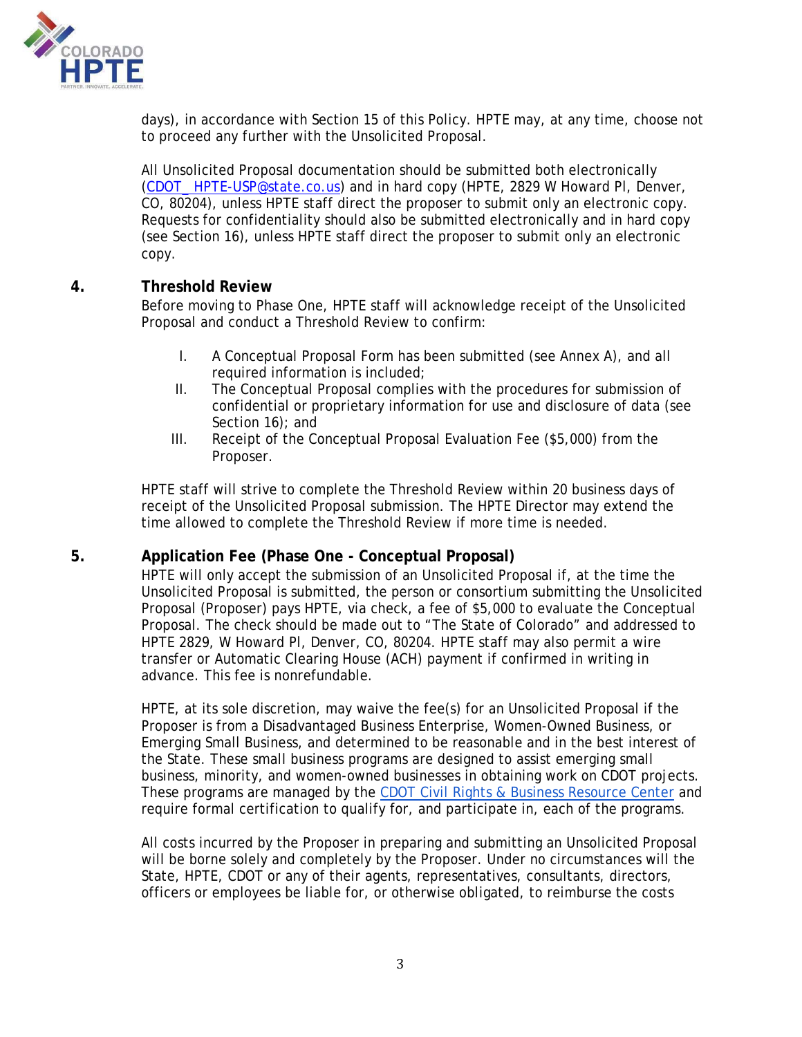days), in accordance with Section 15 of this Policy. HPTE may, at any time, choose not to proceed any further with the Unsolicited Proposal.

All Unsolicited Proposal documentation should be submitted both electronically (CDOT_HPTE-USP@state.co.us) and in hard copy (HPTE, 2829 W Howard Pl, Denver, CO, 80204), unless HPTE staff direct the proposer to submit only an electronic copy. Requests for confidentiality should also be submitted electronically and in hard copy (see Section 16), unless HPTE staff direct the proposer to submit only an electronic copy.

## 4. Threshold Review

Before moving to Phase One, HPTE staff will acknowledge receipt of the Unsolicited Proposal and conduct a Threshold Review to confirm:

I. A Conceptual Proposal Form has been submitted (see Annex A), and all required information is included;
II. The Conceptual Proposal complies with the procedures for submission of confidential or proprietary information for use and disclosure of data (see Section 16); and
III. Receipt of the Conceptual Proposal Evaluation Fee ($5,000) from the Proposer.

HPTE staff will strive to complete the Threshold Review within 20 business days of receipt of the Unsolicited Proposal submission. The HPTE Director may extend the time allowed to complete the Threshold Review if more time is needed.

## 5. Application Fee (Phase One - Conceptual Proposal)

HPTE will only accept the submission of an Unsolicited Proposal if, at the time the Unsolicited Proposal is submitted, the person or consortium submitting the Unsolicited Proposal (Proposer) pays HPTE, via check, a fee of $5,000 to evaluate the Conceptual Proposal. The check should be made out to "The State of Colorado" and addressed to HPTE 2829, W Howard Pl, Denver, CO, 80204. HPTE staff may also permit a wire transfer or Automatic Clearing House (ACH) payment if confirmed in writing in advance. This fee is nonrefundable.

HPTE, at its sole discretion, may waive the fee(s) for an Unsolicited Proposal if the Proposer is from a Disadvantaged Business Enterprise, Women-Owned Business, or Emerging Small Business, and determined to be reasonable and in the best interest of the State. These small business programs are designed to assist emerging small business, minority, and women-owned businesses in obtaining work on CDOT projects. These programs are managed by the CDOT Civil Rights & Business Resource Center and require formal certification to qualify for, and participate in, each of the programs.

All costs incurred by the Proposer in preparing and submitting an Unsolicited Proposal will be borne solely and completely by the Proposer. Under no circumstances will the State, HPTE, CDOT or any of their agents, representatives, consultants, directors, officers or employees be liable for, or otherwise obligated, to reimburse the costs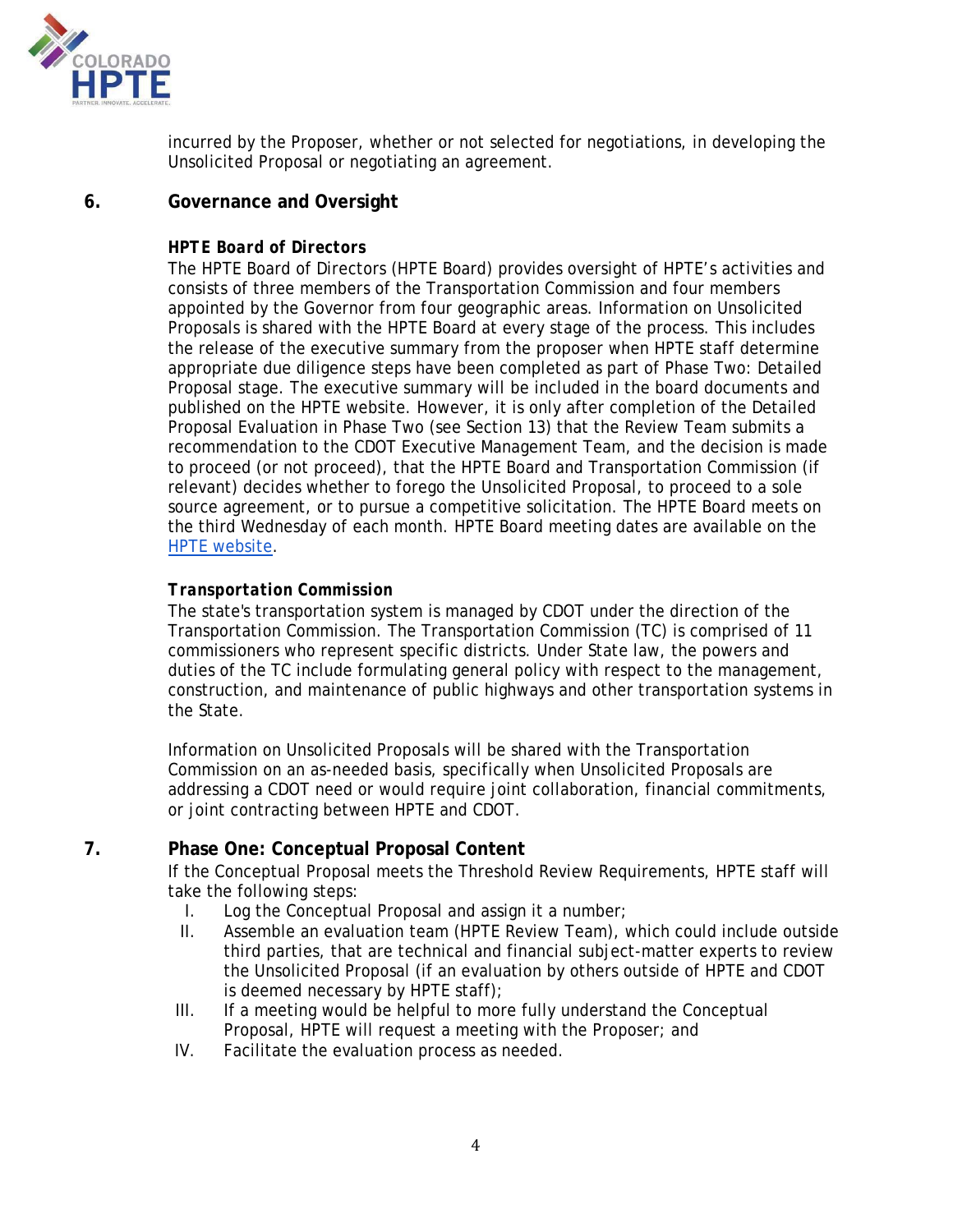incurred by the Proposer, whether or not selected for negotiations, in developing the Unsolicited Proposal or negotiating an agreement.

## 6. Governance and Oversight

***HPTE Board of Directors***

The HPTE Board of Directors (HPTE Board) provides oversight of HPTE's activities and consists of three members of the Transportation Commission and four members appointed by the Governor from four geographic areas. Information on Unsolicited Proposals is shared with the HPTE Board at every stage of the process. This includes the release of the executive summary from the proposer when HPTE staff determine appropriate due diligence steps have been completed as part of Phase Two: Detailed Proposal stage. The executive summary will be included in the board documents and published on the HPTE website. However, it is only after completion of the Detailed Proposal Evaluation in Phase Two (see Section 13) that the Review Team submits a recommendation to the CDOT Executive Management Team, and the decision is made to proceed (or not proceed), that the HPTE Board and Transportation Commission (if relevant) decides whether to forego the Unsolicited Proposal, to proceed to a sole source agreement, or to pursue a competitive solicitation. The HPTE Board meets on the third Wednesday of each month. HPTE Board meeting dates are available on the HPTE website.

***Transportation Commission***

The state's transportation system is managed by CDOT under the direction of the Transportation Commission. The Transportation Commission (TC) is comprised of 11 commissioners who represent specific districts. Under State law, the powers and duties of the TC include formulating general policy with respect to the management, construction, and maintenance of public highways and other transportation systems in the State.

Information on Unsolicited Proposals will be shared with the Transportation Commission on an as-needed basis, specifically when Unsolicited Proposals are addressing a CDOT need or would require joint collaboration, financial commitments, or joint contracting between HPTE and CDOT.

## 7. Phase One: Conceptual Proposal Content

If the Conceptual Proposal meets the Threshold Review Requirements, HPTE staff will take the following steps:

- I. Log the Conceptual Proposal and assign it a number;
- II. Assemble an evaluation team (HPTE Review Team), which could include outside third parties, that are technical and financial subject-matter experts to review the Unsolicited Proposal (if an evaluation by others outside of HPTE and CDOT is deemed necessary by HPTE staff);
- III. If a meeting would be helpful to more fully understand the Conceptual Proposal, HPTE will request a meeting with the Proposer; and
- IV. Facilitate the evaluation process as needed.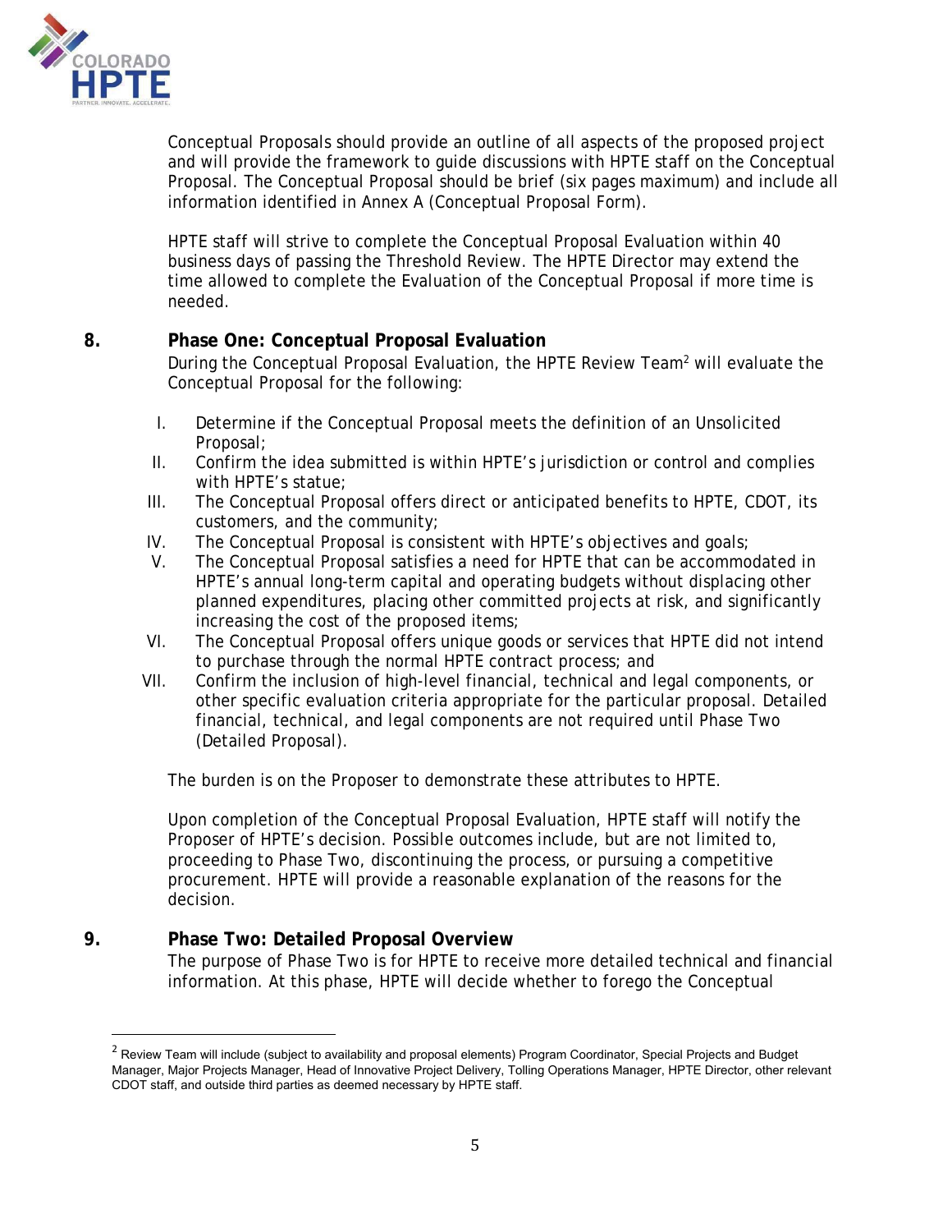Conceptual Proposals should provide an outline of all aspects of the proposed project and will provide the framework to guide discussions with HPTE staff on the Conceptual Proposal. The Conceptual Proposal should be brief (six pages maximum) and include all information identified in Annex A (Conceptual Proposal Form).

HPTE staff will strive to complete the Conceptual Proposal Evaluation within 40 business days of passing the Threshold Review. The HPTE Director may extend the time allowed to complete the Evaluation of the Conceptual Proposal if more time is needed.

## 8. Phase One: Conceptual Proposal Evaluation

During the Conceptual Proposal Evaluation, the HPTE Review Team[2] will evaluate the Conceptual Proposal for the following:

I. Determine if the Conceptual Proposal meets the definition of an Unsolicited Proposal;
II. Confirm the idea submitted is within HPTE's jurisdiction or control and complies with HPTE's statue;
III. The Conceptual Proposal offers direct or anticipated benefits to HPTE, CDOT, its customers, and the community;
IV. The Conceptual Proposal is consistent with HPTE's objectives and goals;
V. The Conceptual Proposal satisfies a need for HPTE that can be accommodated in HPTE's annual long-term capital and operating budgets without displacing other planned expenditures, placing other committed projects at risk, and significantly increasing the cost of the proposed items;
VI. The Conceptual Proposal offers unique goods or services that HPTE did not intend to purchase through the normal HPTE contract process; and
VII. Confirm the inclusion of high-level financial, technical and legal components, or other specific evaluation criteria appropriate for the particular proposal. Detailed financial, technical, and legal components are not required until Phase Two (Detailed Proposal).

The burden is on the Proposer to demonstrate these attributes to HPTE.

Upon completion of the Conceptual Proposal Evaluation, HPTE staff will notify the Proposer of HPTE's decision. Possible outcomes include, but are not limited to, proceeding to Phase Two, discontinuing the process, or pursuing a competitive procurement. HPTE will provide a reasonable explanation of the reasons for the decision.

## 9. Phase Two: Detailed Proposal Overview

The purpose of Phase Two is for HPTE to receive more detailed technical and financial information. At this phase, HPTE will decide whether to forego the Conceptual

---

[2] Review Team will include (subject to availability and proposal elements) Program Coordinator, Special Projects and Budget Manager, Major Projects Manager, Head of Innovative Project Delivery, Tolling Operations Manager, HPTE Director, other relevant CDOT staff, and outside third parties as deemed necessary by HPTE staff.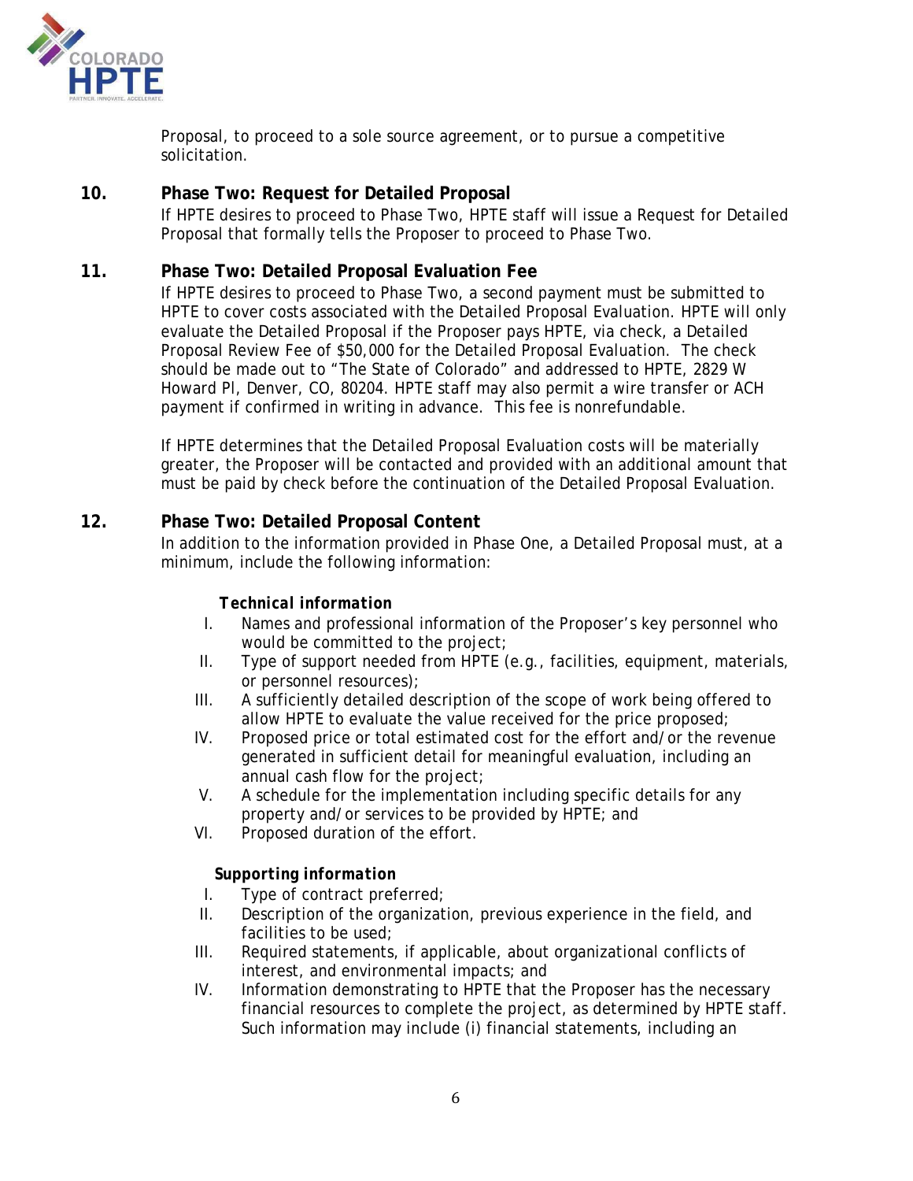Proposal, to proceed to a sole source agreement, or to pursue a competitive solicitation.

## 10. Phase Two: Request for Detailed Proposal

If HPTE desires to proceed to Phase Two, HPTE staff will issue a Request for Detailed Proposal that formally tells the Proposer to proceed to Phase Two.

## 11. Phase Two: Detailed Proposal Evaluation Fee

If HPTE desires to proceed to Phase Two, a second payment must be submitted to HPTE to cover costs associated with the Detailed Proposal Evaluation. HPTE will only evaluate the Detailed Proposal if the Proposer pays HPTE, via check, a Detailed Proposal Review Fee of $50,000 for the Detailed Proposal Evaluation. The check should be made out to "The State of Colorado" and addressed to HPTE, 2829 W Howard Pl, Denver, CO, 80204. HPTE staff may also permit a wire transfer or ACH payment if confirmed in writing in advance. This fee is nonrefundable.

If HPTE determines that the Detailed Proposal Evaluation costs will be materially greater, the Proposer will be contacted and provided with an additional amount that must be paid by check before the continuation of the Detailed Proposal Evaluation.

## 12. Phase Two: Detailed Proposal Content

In addition to the information provided in Phase One, a Detailed Proposal must, at a minimum, include the following information:

***Technical information***

- I. Names and professional information of the Proposer's key personnel who would be committed to the project;
- II. Type of support needed from HPTE (e.g., facilities, equipment, materials, or personnel resources);
- III. A sufficiently detailed description of the scope of work being offered to allow HPTE to evaluate the value received for the price proposed;
- IV. Proposed price or total estimated cost for the effort and/or the revenue generated in sufficient detail for meaningful evaluation, including an annual cash flow for the project;
- V. A schedule for the implementation including specific details for any property and/or services to be provided by HPTE; and
- VI. Proposed duration of the effort.

***Supporting information***

- I. Type of contract preferred;
- II. Description of the organization, previous experience in the field, and facilities to be used;
- III. Required statements, if applicable, about organizational conflicts of interest, and environmental impacts; and
- IV. Information demonstrating to HPTE that the Proposer has the necessary financial resources to complete the project, as determined by HPTE staff. Such information may include (i) financial statements, including an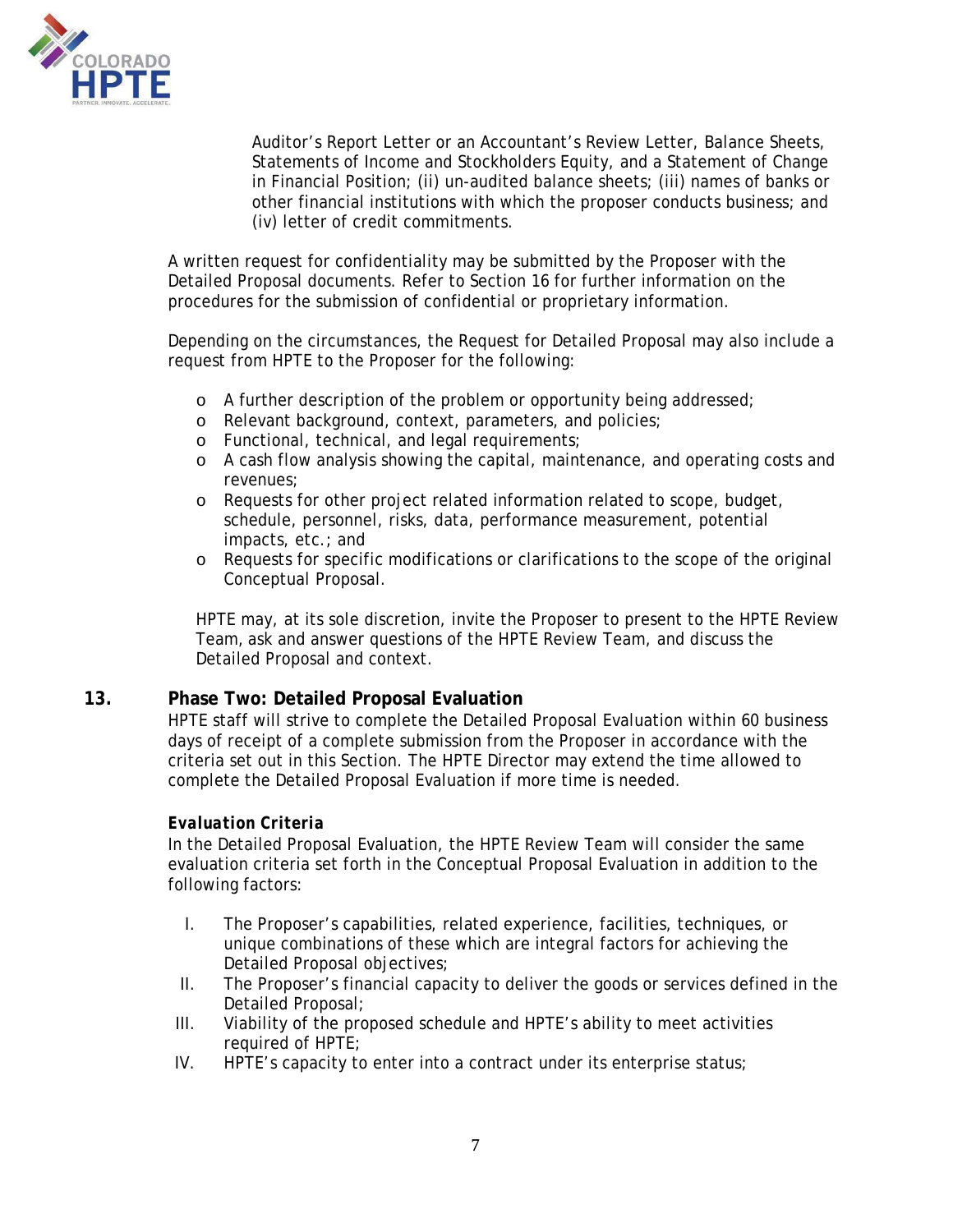Auditor's Report Letter or an Accountant's Review Letter, Balance Sheets, Statements of Income and Stockholders Equity, and a Statement of Change in Financial Position; (ii) un-audited balance sheets; (iii) names of banks or other financial institutions with which the proposer conducts business; and (iv) letter of credit commitments.

A written request for confidentiality may be submitted by the Proposer with the Detailed Proposal documents. Refer to Section 16 for further information on the procedures for the submission of confidential or proprietary information.

Depending on the circumstances, the Request for Detailed Proposal may also include a request from HPTE to the Proposer for the following:

- A further description of the problem or opportunity being addressed;
- Relevant background, context, parameters, and policies;
- Functional, technical, and legal requirements;
- A cash flow analysis showing the capital, maintenance, and operating costs and revenues;
- Requests for other project related information related to scope, budget, schedule, personnel, risks, data, performance measurement, potential impacts, etc.; and
- Requests for specific modifications or clarifications to the scope of the original Conceptual Proposal.

HPTE may, at its sole discretion, invite the Proposer to present to the HPTE Review Team, ask and answer questions of the HPTE Review Team, and discuss the Detailed Proposal and context.

## 13. Phase Two: Detailed Proposal Evaluation

HPTE staff will strive to complete the Detailed Proposal Evaluation within 60 business days of receipt of a complete submission from the Proposer in accordance with the criteria set out in this Section. The HPTE Director may extend the time allowed to complete the Detailed Proposal Evaluation if more time is needed.

***Evaluation Criteria***

In the Detailed Proposal Evaluation, the HPTE Review Team will consider the same evaluation criteria set forth in the Conceptual Proposal Evaluation in addition to the following factors:

I. The Proposer's capabilities, related experience, facilities, techniques, or unique combinations of these which are integral factors for achieving the Detailed Proposal objectives;
II. The Proposer's financial capacity to deliver the goods or services defined in the Detailed Proposal;
III. Viability of the proposed schedule and HPTE's ability to meet activities required of HPTE;
IV. HPTE's capacity to enter into a contract under its enterprise status;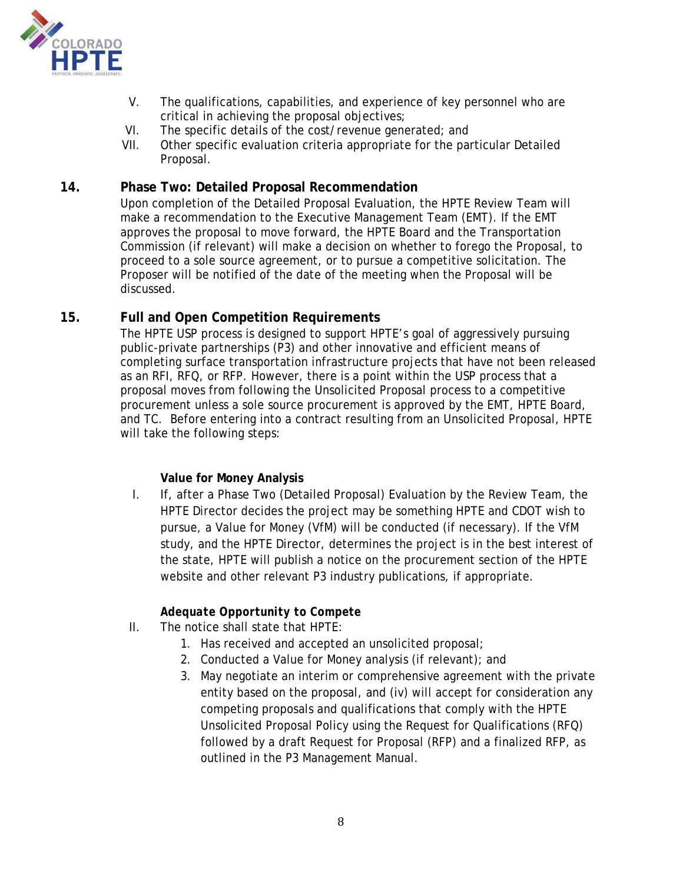V. The qualifications, capabilities, and experience of key personnel who are critical in achieving the proposal objectives;
VI. The specific details of the cost/revenue generated; and
VII. Other specific evaluation criteria appropriate for the particular Detailed Proposal.

## 14. Phase Two: Detailed Proposal Recommendation

Upon completion of the Detailed Proposal Evaluation, the HPTE Review Team will make a recommendation to the Executive Management Team (EMT). If the EMT approves the proposal to move forward, the HPTE Board and the Transportation Commission (if relevant) will make a decision on whether to forego the Proposal, to proceed to a sole source agreement, or to pursue a competitive solicitation. The Proposer will be notified of the date of the meeting when the Proposal will be discussed.

## 15. Full and Open Competition Requirements

The HPTE USP process is designed to support HPTE's goal of aggressively pursuing public-private partnerships (P3) and other innovative and efficient means of completing surface transportation infrastructure projects that have not been released as an RFI, RFQ, or RFP. However, there is a point within the USP process that a proposal moves from following the Unsolicited Proposal process to a competitive procurement unless a sole source procurement is approved by the EMT, HPTE Board, and TC. Before entering into a contract resulting from an Unsolicited Proposal, HPTE will take the following steps:

**Value for Money Analysis**

I. If, after a Phase Two (Detailed Proposal) Evaluation by the Review Team, the HPTE Director decides the project may be something HPTE and CDOT wish to pursue, a Value for Money (VfM) will be conducted (if necessary). If the VfM study, and the HPTE Director, determines the project is in the best interest of the state, HPTE will publish a notice on the procurement section of the HPTE website and other relevant P3 industry publications, if appropriate.

***Adequate Opportunity to Compete***

II. The notice shall state that HPTE:
    1. Has received and accepted an unsolicited proposal;
    2. Conducted a Value for Money analysis (if relevant); and
    3. May negotiate an interim or comprehensive agreement with the private entity based on the proposal, and (iv) will accept for consideration any competing proposals and qualifications that comply with the HPTE Unsolicited Proposal Policy using the Request for Qualifications (RFQ) followed by a draft Request for Proposal (RFP) and a finalized RFP, as outlined in the P3 Management Manual.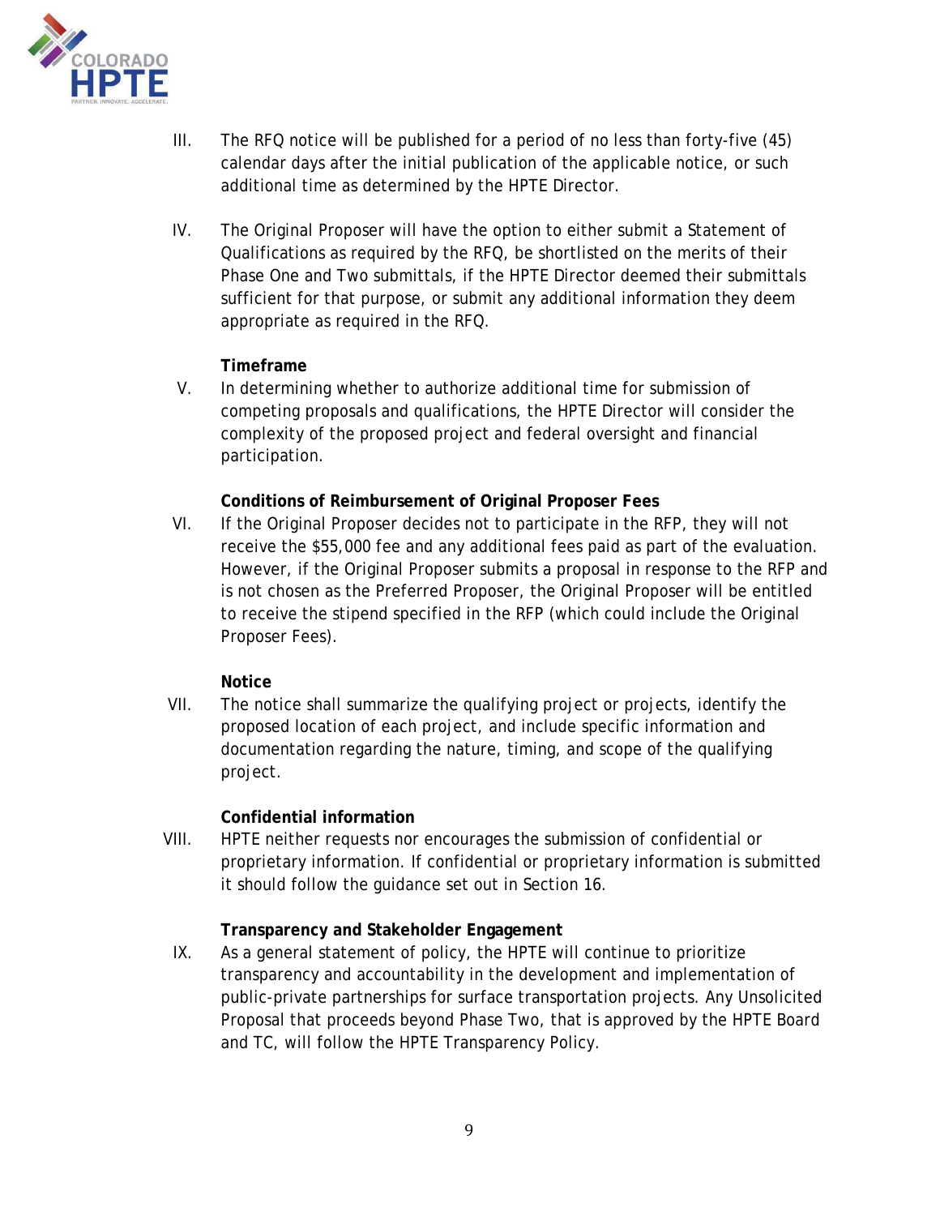III. The RFQ notice will be published for a period of no less than forty-five (45) calendar days after the initial publication of the applicable notice, or such additional time as determined by the HPTE Director.

IV. The Original Proposer will have the option to either submit a Statement of Qualifications as required by the RFQ, be shortlisted on the merits of their Phase One and Two submittals, if the HPTE Director deemed their submittals sufficient for that purpose, or submit any additional information they deem appropriate as required in the RFQ.

**Timeframe**

V. In determining whether to authorize additional time for submission of competing proposals and qualifications, the HPTE Director will consider the complexity of the proposed project and federal oversight and financial participation.

**Conditions of Reimbursement of Original Proposer Fees**

VI. If the Original Proposer decides not to participate in the RFP, they will not receive the $55,000 fee and any additional fees paid as part of the evaluation. However, if the Original Proposer submits a proposal in response to the RFP and is not chosen as the Preferred Proposer, the Original Proposer will be entitled to receive the stipend specified in the RFP (which could include the Original Proposer Fees).

**Notice**

VII. The notice shall summarize the qualifying project or projects, identify the proposed location of each project, and include specific information and documentation regarding the nature, timing, and scope of the qualifying project.

**Confidential information**

VIII. HPTE neither requests nor encourages the submission of confidential or proprietary information. If confidential or proprietary information is submitted it should follow the guidance set out in Section 16.

**Transparency and Stakeholder Engagement**

IX. As a general statement of policy, the HPTE will continue to prioritize transparency and accountability in the development and implementation of public-private partnerships for surface transportation projects. Any Unsolicited Proposal that proceeds beyond Phase Two, that is approved by the HPTE Board and TC, will follow the HPTE Transparency Policy.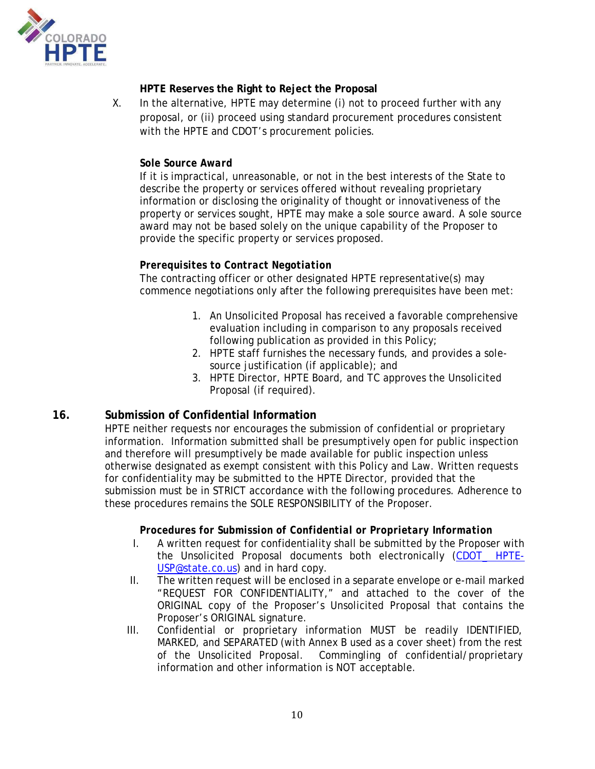**HPTE Reserves the Right to Reject the Proposal**

X. In the alternative, HPTE may determine (i) not to proceed further with any proposal, or (ii) proceed using standard procurement procedures consistent with the HPTE and CDOT's procurement policies.

***Sole Source Award***

If it is impractical, unreasonable, or not in the best interests of the State to describe the property or services offered without revealing proprietary information or disclosing the originality of thought or innovativeness of the property or services sought, HPTE may make a sole source award. A sole source award may not be based solely on the unique capability of the Proposer to provide the specific property or services proposed.

***Prerequisites to Contract Negotiation***

The contracting officer or other designated HPTE representative(s) may commence negotiations only after the following prerequisites have been met:

1. An Unsolicited Proposal has received a favorable comprehensive evaluation including in comparison to any proposals received following publication as provided in this Policy;
2. HPTE staff furnishes the necessary funds, and provides a sole-source justification (if applicable); and
3. HPTE Director, HPTE Board, and TC approves the Unsolicited Proposal (if required).

## 16. Submission of Confidential Information

HPTE neither requests nor encourages the submission of confidential or proprietary information. Information submitted shall be presumptively open for public inspection and therefore will presumptively be made available for public inspection unless otherwise designated as exempt consistent with this Policy and Law. Written requests for confidentiality may be submitted to the HPTE Director, provided that the submission must be in STRICT accordance with the following procedures. Adherence to these procedures remains the SOLE RESPONSIBILITY of the Proposer.

***Procedures for Submission of Confidential or Proprietary Information***

I. A written request for confidentiality shall be submitted by the Proposer with the Unsolicited Proposal documents both electronically (CDOT_ HPTE-USP@state.co.us) and in hard copy.

II. The written request will be enclosed in a separate envelope or e-mail marked "REQUEST FOR CONFIDENTIALITY," and attached to the cover of the ORIGINAL copy of the Proposer's Unsolicited Proposal that contains the Proposer's ORIGINAL signature.

III. Confidential or proprietary information MUST be readily IDENTIFIED, MARKED, and SEPARATED (with Annex B used as a cover sheet) from the rest of the Unsolicited Proposal. Commingling of confidential/proprietary information and other information is NOT acceptable.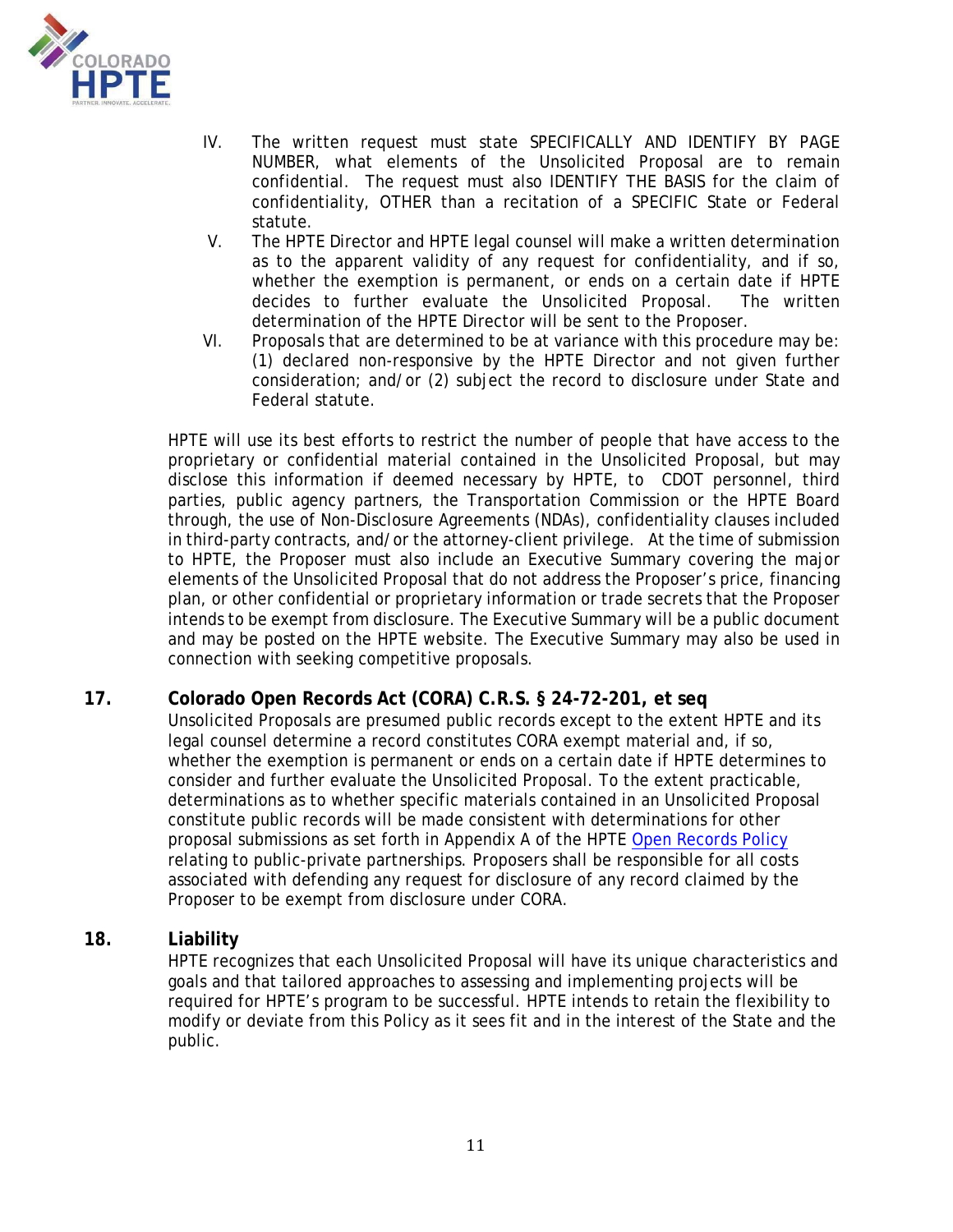IV. The written request must state SPECIFICALLY AND IDENTIFY BY PAGE NUMBER, what elements of the Unsolicited Proposal are to remain confidential. The request must also IDENTIFY THE BASIS for the claim of confidentiality, OTHER than a recitation of a SPECIFIC State or Federal statute.

V. The HPTE Director and HPTE legal counsel will make a written determination as to the apparent validity of any request for confidentiality, and if so, whether the exemption is permanent, or ends on a certain date if HPTE decides to further evaluate the Unsolicited Proposal. The written determination of the HPTE Director will be sent to the Proposer.

VI. Proposals that are determined to be at variance with this procedure may be: (1) declared non-responsive by the HPTE Director and not given further consideration; and/or (2) subject the record to disclosure under State and Federal statute.

HPTE will use its best efforts to restrict the number of people that have access to the proprietary or confidential material contained in the Unsolicited Proposal, but may disclose this information if deemed necessary by HPTE, to CDOT personnel, third parties, public agency partners, the Transportation Commission or the HPTE Board through, the use of Non-Disclosure Agreements (NDAs), confidentiality clauses included in third-party contracts, and/or the attorney-client privilege. At the time of submission to HPTE, the Proposer must also include an Executive Summary covering the major elements of the Unsolicited Proposal that do not address the Proposer's price, financing plan, or other confidential or proprietary information or trade secrets that the Proposer intends to be exempt from disclosure. The Executive Summary will be a public document and may be posted on the HPTE website. The Executive Summary may also be used in connection with seeking competitive proposals.

## 17. Colorado Open Records Act (CORA) C.R.S. § 24-72-201, et seq

Unsolicited Proposals are presumed public records except to the extent HPTE and its legal counsel determine a record constitutes CORA exempt material and, if so, whether the exemption is permanent or ends on a certain date if HPTE determines to consider and further evaluate the Unsolicited Proposal. To the extent practicable, determinations as to whether specific materials contained in an Unsolicited Proposal constitute public records will be made consistent with determinations for other proposal submissions as set forth in Appendix A of the HPTE Open Records Policy relating to public-private partnerships. Proposers shall be responsible for all costs associated with defending any request for disclosure of any record claimed by the Proposer to be exempt from disclosure under CORA.

## 18. Liability

HPTE recognizes that each Unsolicited Proposal will have its unique characteristics and goals and that tailored approaches to assessing and implementing projects will be required for HPTE's program to be successful. HPTE intends to retain the flexibility to modify or deviate from this Policy as it sees fit and in the interest of the State and the public.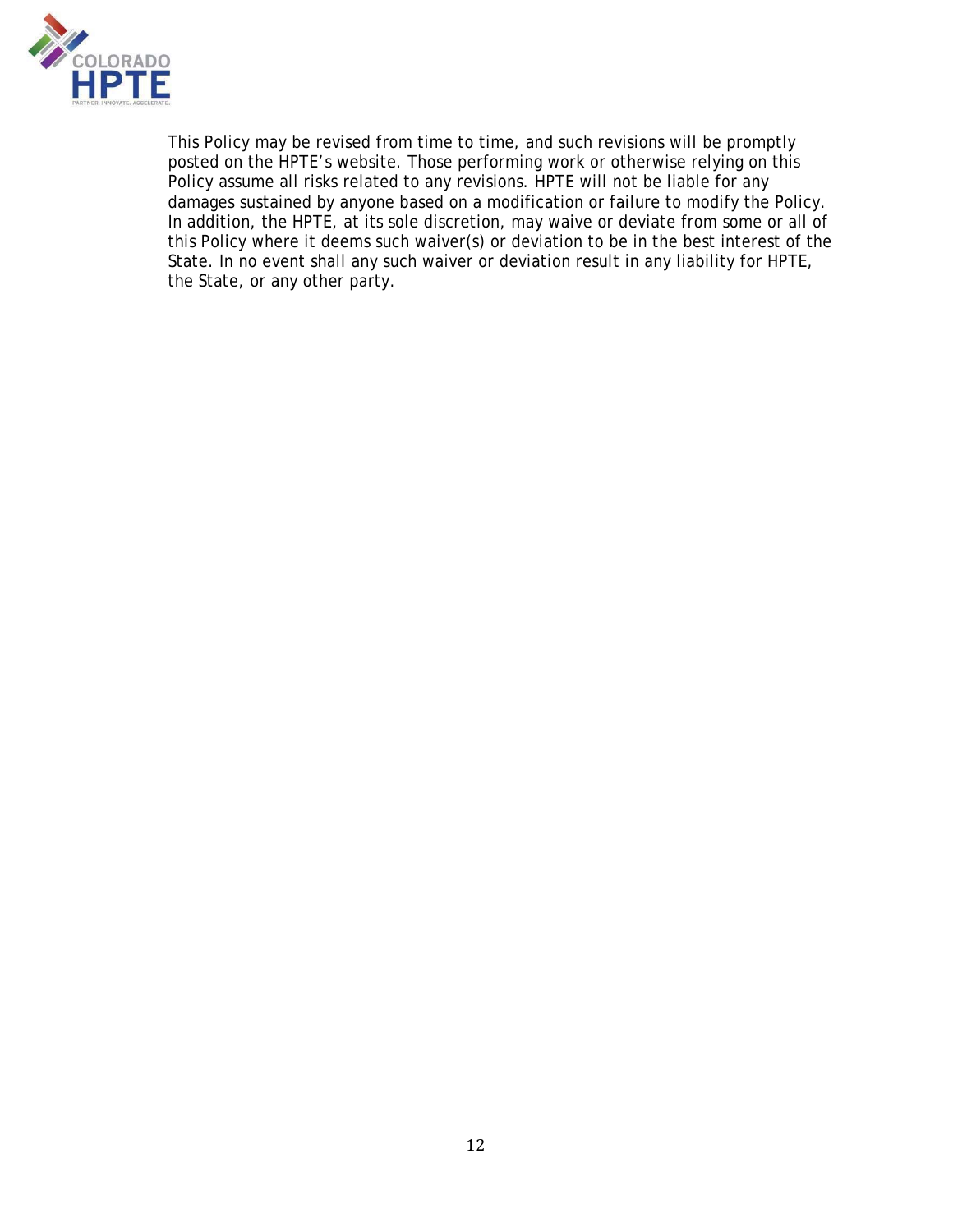This Policy may be revised from time to time, and such revisions will be promptly posted on the HPTE's website. Those performing work or otherwise relying on this Policy assume all risks related to any revisions. HPTE will not be liable for any damages sustained by anyone based on a modification or failure to modify the Policy. In addition, the HPTE, at its sole discretion, may waive or deviate from some or all of this Policy where it deems such waiver(s) or deviation to be in the best interest of the State. In no event shall any such waiver or deviation result in any liability for HPTE, the State, or any other party.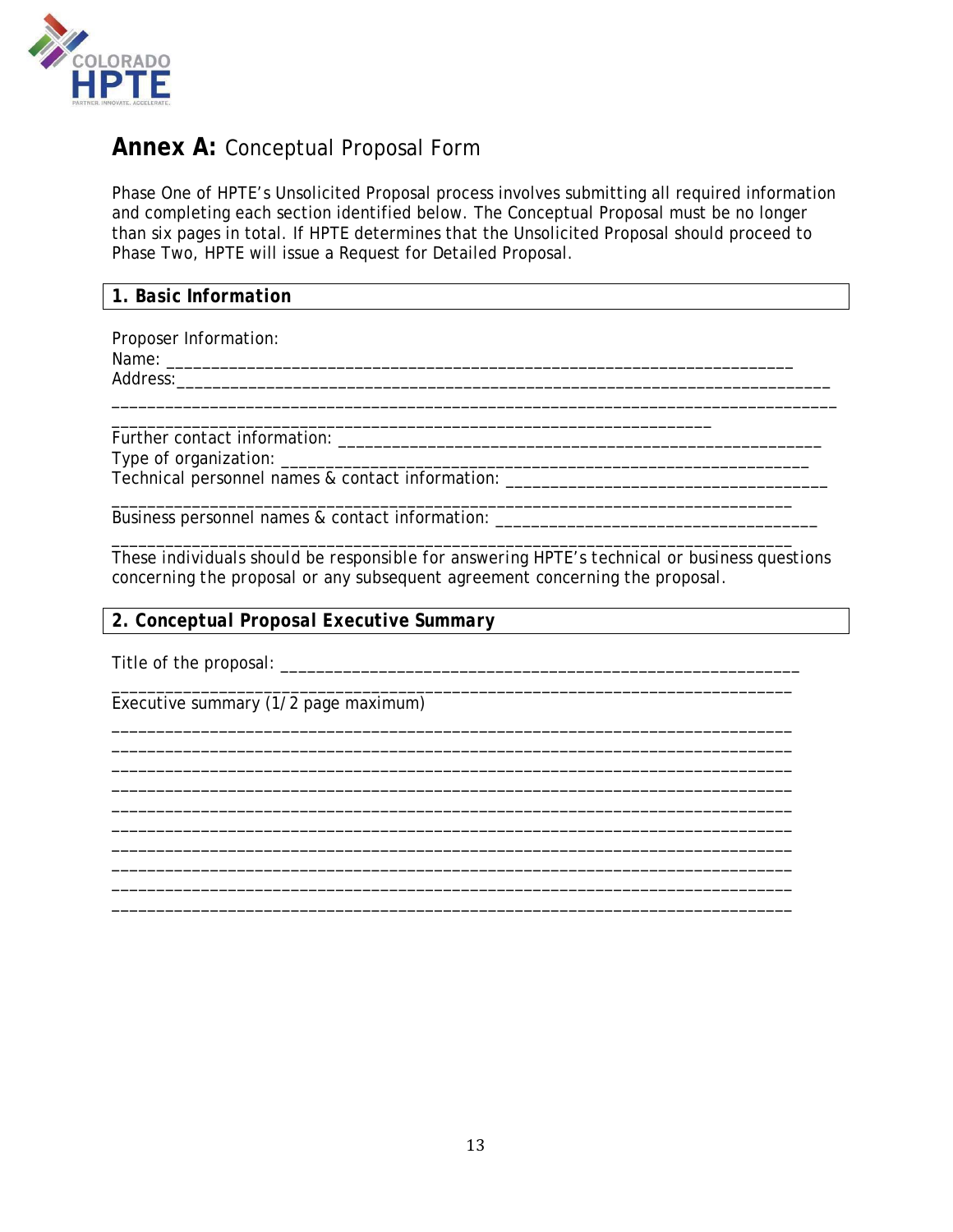## Annex A: Conceptual Proposal Form

Phase One of HPTE's Unsolicited Proposal process involves submitting all required information and completing each section identified below. The Conceptual Proposal must be no longer than six pages in total. If HPTE determines that the Unsolicited Proposal should proceed to Phase Two, HPTE will issue a Request for Detailed Proposal.

### 1. Basic Information

Proposer Information:
Name: ___________________________________________________________________________
Address:_________________________________________________________________________
_________________________________________________________________________________
____________________________________________________________________
Further contact information: _____________________________________________________
Type of organization: ___________________________________________________________
Technical personnel names & contact information: __________________________________
_____________________________________________________________________________
Business personnel names & contact information: __________________________________
_____________________________________________________________________________
These individuals should be responsible for answering HPTE's technical or business questions concerning the proposal or any subsequent agreement concerning the proposal.

### 2. Conceptual Proposal Executive Summary

Title of the proposal: ___________________________________________________________
_____________________________________________________________________________
Executive summary (1/2 page maximum)
_____________________________________________________________________________
_____________________________________________________________________________
_____________________________________________________________________________
_____________________________________________________________________________
_____________________________________________________________________________
_____________________________________________________________________________
_____________________________________________________________________________
_____________________________________________________________________________
_____________________________________________________________________________
_____________________________________________________________________________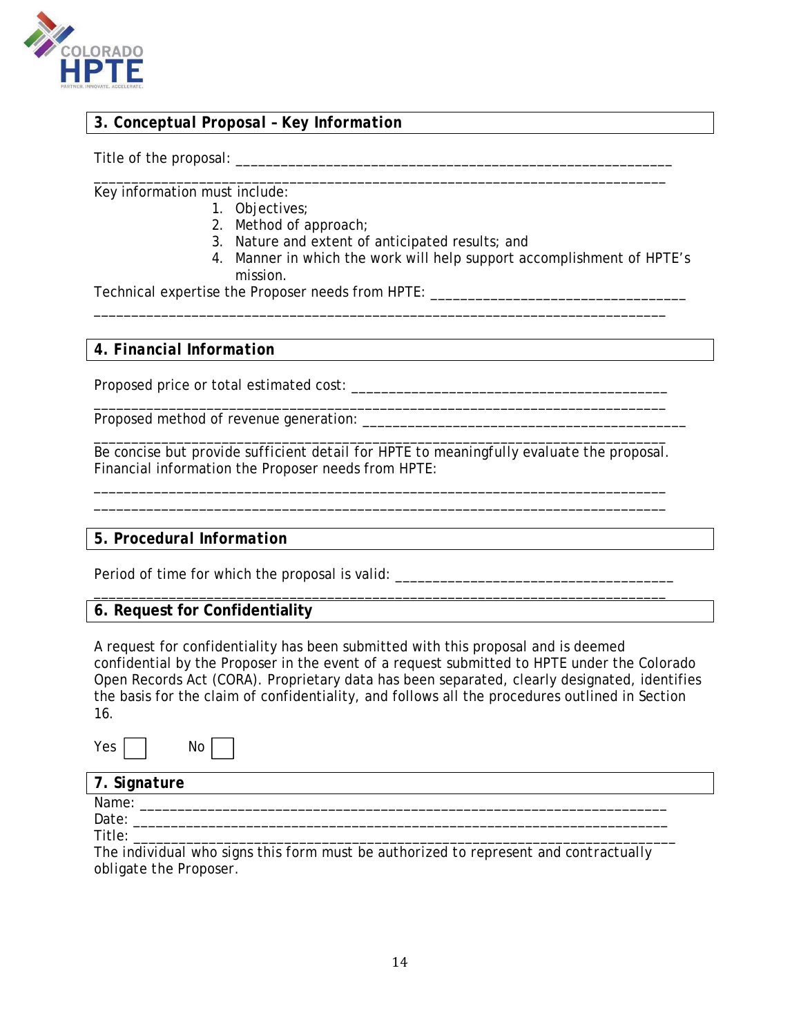## 3. Conceptual Proposal – Key Information

Title of the proposal: ___________________________________________________________

_____________________________________________________________________________

Key information must include:

1. Objectives;
2. Method of approach;
3. Nature and extent of anticipated results; and
4. Manner in which the work will help support accomplishment of HPTE's mission.

Technical expertise the Proposer needs from HPTE: _________________________________

_____________________________________________________________________________

## 4. Financial Information

Proposed price or total estimated cost: __________________________________________

_____________________________________________________________________________

Proposed method of revenue generation: ___________________________________________

_____________________________________________________________________________

Be concise but provide sufficient detail for HPTE to meaningfully evaluate the proposal.
Financial information the Proposer needs from HPTE:

_____________________________________________________________________________

_____________________________________________________________________________

## 5. Procedural Information

Period of time for which the proposal is valid: ____________________________________

_____________________________________________________________________________

## 6. Request for Confidentiality

A request for confidentiality has been submitted with this proposal and is deemed confidential by the Proposer in the event of a request submitted to HPTE under the Colorado Open Records Act (CORA). Proprietary data has been separated, clearly designated, identifies the basis for the claim of confidentiality, and follows all the procedures outlined in Section 16.

Yes ☐ No ☐

## 7. Signature

Name: _______________________________________________________________________

Date: _______________________________________________________________________

Title: _______________________________________________________________________

The individual who signs this form must be authorized to represent and contractually obligate the Proposer.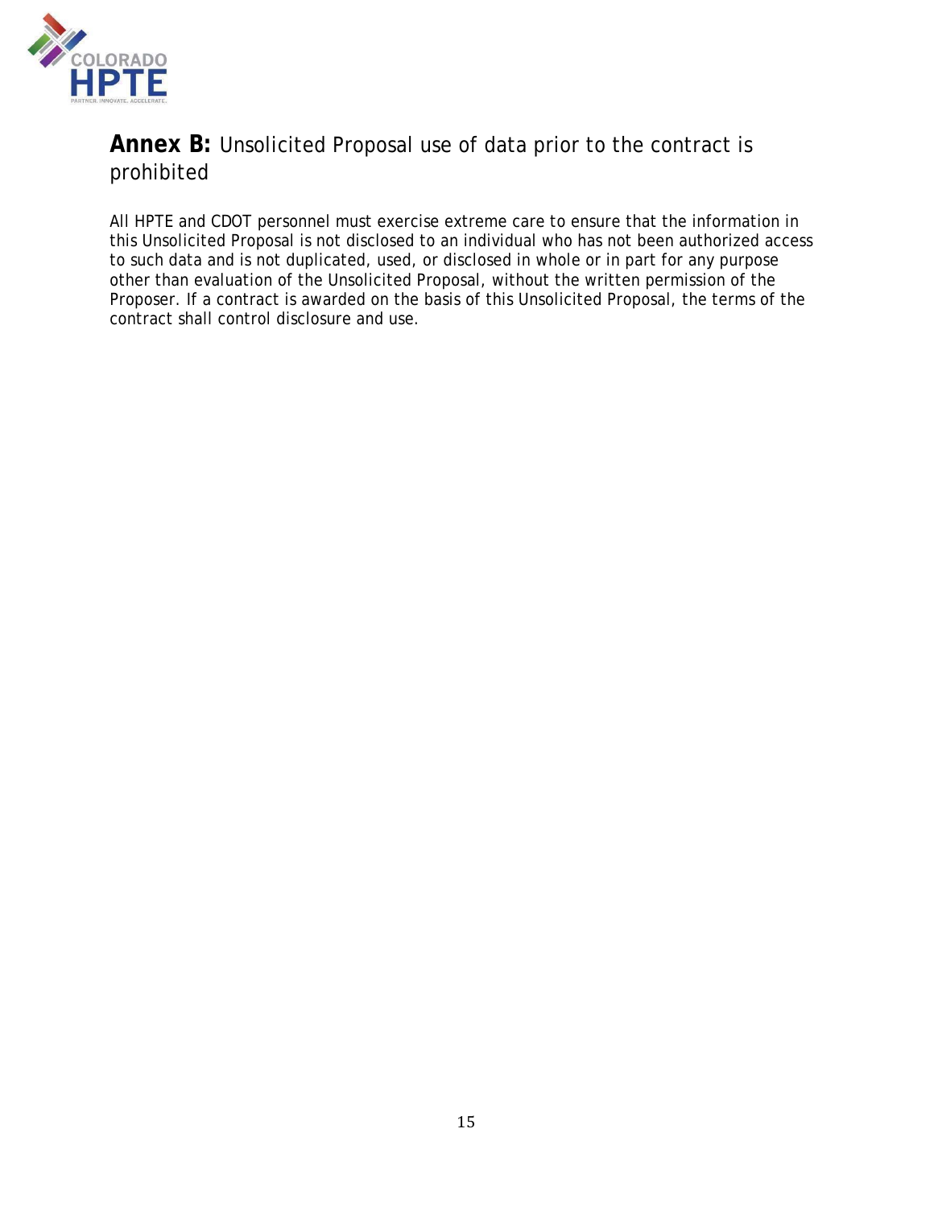## **Annex B:** Unsolicited Proposal use of data prior to the contract is prohibited

All HPTE and CDOT personnel must exercise extreme care to ensure that the information in this Unsolicited Proposal is not disclosed to an individual who has not been authorized access to such data and is not duplicated, used, or disclosed in whole or in part for any purpose other than evaluation of the Unsolicited Proposal, without the written permission of the Proposer. If a contract is awarded on the basis of this Unsolicited Proposal, the terms of the contract shall control disclosure and use.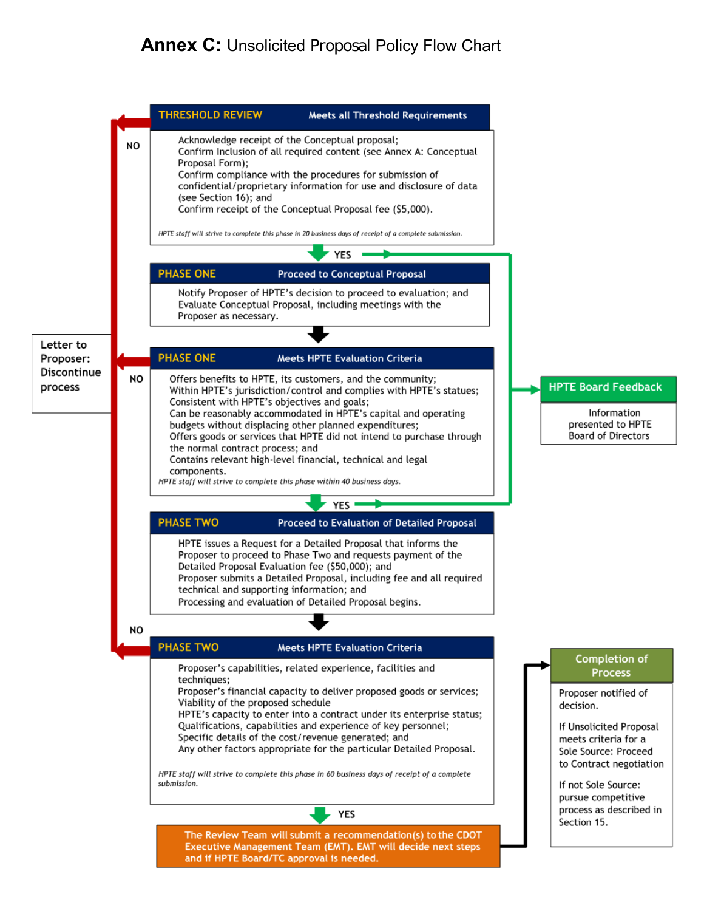# **Annex C:** Unsolicited Proposal Policy Flow Chart

**THRESHOLD REVIEW** — Meets all Threshold Requirements

Acknowledge receipt of the Conceptual proposal;
Confirm Inclusion of all required content (see Annex A: Conceptual Proposal Form);
Confirm compliance with the procedures for submission of confidential/proprietary information for use and disclosure of data (see Section 16); and
Confirm receipt of the Conceptual Proposal fee ($5,000).

*HPTE staff will strive to complete this phase in 20 business days of receipt of a complete submission.*

NO → Letter to Proposer: Discontinue process

YES ↓ (also → HPTE Board Feedback)

**PHASE ONE** — Proceed to Conceptual Proposal

Notify Proposer of HPTE's decision to proceed to evaluation; and
Evaluate Conceptual Proposal, including meetings with the Proposer as necessary.

↓

**PHASE ONE** — Meets HPTE Evaluation Criteria

Offers benefits to HPTE, its customers, and the community;
Within HPTE's jurisdiction/control and complies with HPTE's statues;
Consistent with HPTE's objectives and goals;
Can be reasonably accommodated in HPTE's capital and operating budgets without displacing other planned expenditures;
Offers goods or services that HPTE did not intend to purchase through the normal contract process; and
Contains relevant high-level financial, technical and legal components.

*HPTE staff will strive to complete this phase within 40 business days.*

NO → Letter to Proposer: Discontinue process

YES ↓ (also → HPTE Board Feedback)

**HPTE Board Feedback**

Information presented to HPTE Board of Directors

**PHASE TWO** — Proceed to Evaluation of Detailed Proposal

HPTE issues a Request for a Detailed Proposal that informs the Proposer to proceed to Phase Two and requests payment of the Detailed Proposal Evaluation fee ($50,000); and
Proposer submits a Detailed Proposal, including fee and all required technical and supporting information; and
Processing and evaluation of Detailed Proposal begins.

↓

**PHASE TWO** — Meets HPTE Evaluation Criteria

Proposer's capabilities, related experience, facilities and techniques;
Proposer's financial capacity to deliver proposed goods or services;
Viability of the proposed schedule
HPTE's capacity to enter into a contract under its enterprise status;
Qualifications, capabilities and experience of key personnel;
Specific details of the cost/revenue generated; and
Any other factors appropriate for the particular Detailed Proposal.

*HPTE staff will strive to complete this phase in 60 business days of receipt of a complete submission.*

NO → Letter to Proposer: Discontinue process

YES ↓

**The Review Team will submit a recommendation(s) to the CDOT Executive Management Team (EMT). EMT will decide next steps and if HPTE Board/TC approval is needed.**

→

**Completion of Process**

Proposer notified of decision.

If Unsolicited Proposal meets criteria for a Sole Source: Proceed to Contract negotiation

If not Sole Source: pursue competitive process as described in Section 15.